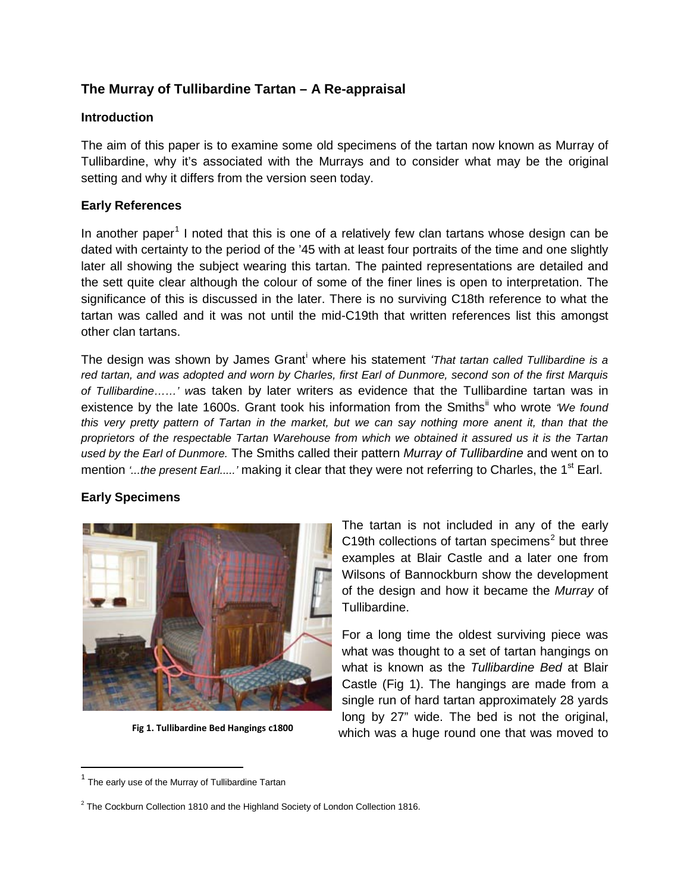## The Murray of Tullibardine Tartan – A Re-appraisal

### Introduction

The aim of this paper is to examine some old specimens of the tartan now known as Murray of Tullibardine, why it's associated with the Murrays and to consider what may be the original setting and why it differs from the version seen today.

### Early References

In another paper[1] I noted that this is one of a relatively few clan tartans whose design can be dated with certainty to the period of the '45 with at least four portraits of the time and one slightly later all showing the subject wearing this tartan. The painted representations are detailed and the sett quite clear although the colour of some of the finer lines is open to interpretation. The significance of this is discussed in the later. There is no surviving C18th reference to what the tartan was called and it was not until the mid-C19th that written references list this amongst other clan tartans.

The design was shown by James Grant[i] where his statement *'That tartan called Tullibardine is a red tartan, and was adopted and worn by Charles, first Earl of Dunmore, second son of the first Marquis of Tullibardine……' w*as taken by later writers as evidence that the Tullibardine tartan was in existence by the late 1600s. Grant took his information from the Smiths[ii] who wrote *'We found this very pretty pattern of Tartan in the market, but we can say nothing more anent it, than that the proprietors of the respectable Tartan Warehouse from which we obtained it assured us it is the Tartan used by the Earl of Dunmore.* The Smiths called their pattern *Murray of Tullibardine* and went on to mention *'...the present Earl.....'* making it clear that they were not referring to Charles, the 1st Earl.

### Early Specimens

Fig 1. Tullibardine Bed Hangings c1800

The tartan is not included in any of the early C19th collections of tartan specimens[2] but three examples at Blair Castle and a later one from Wilsons of Bannockburn show the development of the design and how it became the *Murray* of Tullibardine.

For a long time the oldest surviving piece was what was thought to a set of tartan hangings on what is known as the *Tullibardine Bed* at Blair Castle (Fig 1). The hangings are made from a single run of hard tartan approximately 28 yards long by 27" wide. The bed is not the original, which was a huge round one that was moved to

[1] The early use of the Murray of Tullibardine Tartan

[2] The Cockburn Collection 1810 and the Highland Society of London Collection 1816.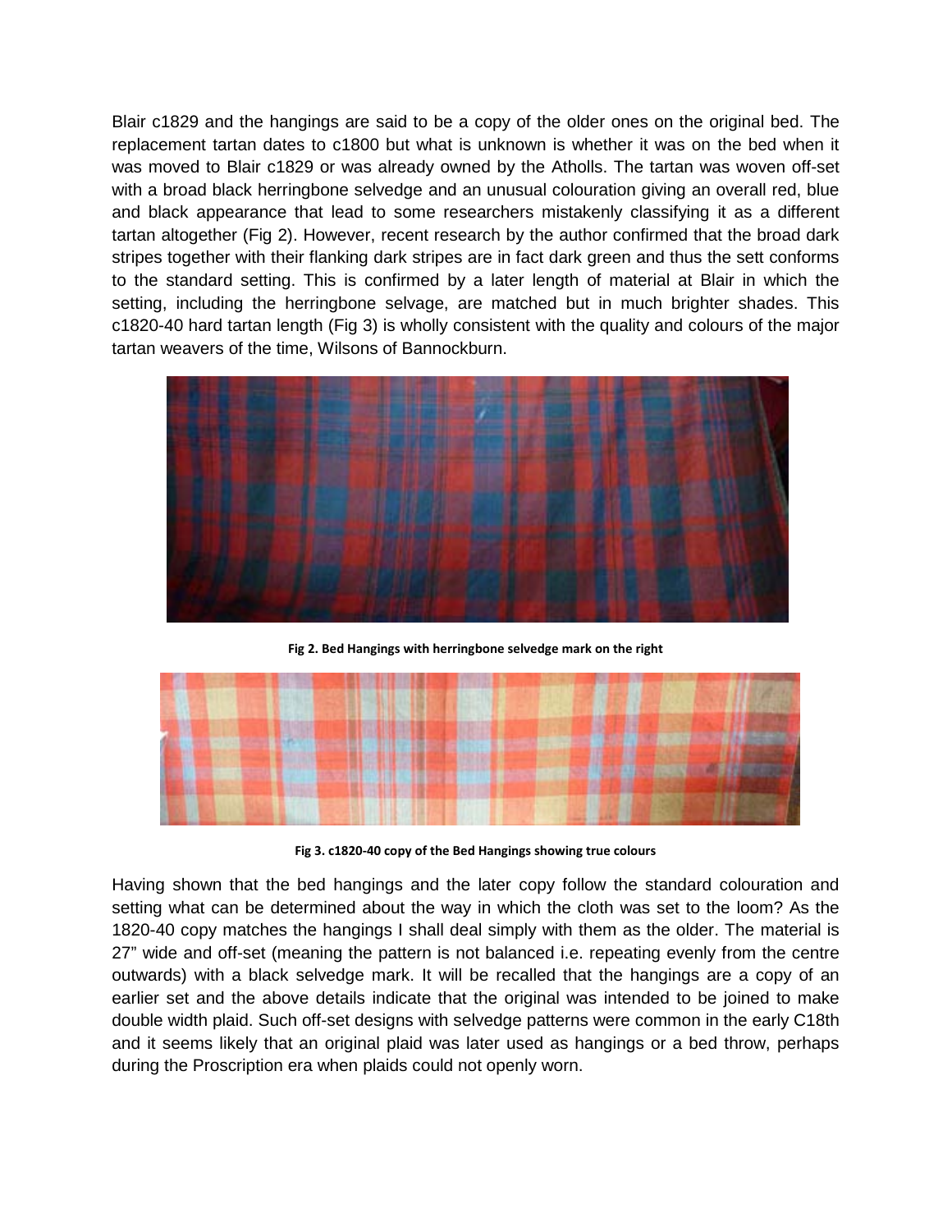Blair c1829 and the hangings are said to be a copy of the older ones on the original bed. The replacement tartan dates to c1800 but what is unknown is whether it was on the bed when it was moved to Blair c1829 or was already owned by the Atholls. The tartan was woven off-set with a broad black herringbone selvedge and an unusual colouration giving an overall red, blue and black appearance that lead to some researchers mistakenly classifying it as a different tartan altogether (Fig 2). However, recent research by the author confirmed that the broad dark stripes together with their flanking dark stripes are in fact dark green and thus the sett conforms to the standard setting. This is confirmed by a later length of material at Blair in which the setting, including the herringbone selvage, are matched but in much brighter shades. This c1820-40 hard tartan length (Fig 3) is wholly consistent with the quality and colours of the major tartan weavers of the time, Wilsons of Bannockburn.

**Fig 2. Bed Hangings with herringbone selvedge mark on the right**

**Fig 3. c1820-40 copy of the Bed Hangings showing true colours**

Having shown that the bed hangings and the later copy follow the standard colouration and setting what can be determined about the way in which the cloth was set to the loom? As the 1820-40 copy matches the hangings I shall deal simply with them as the older. The material is 27" wide and off-set (meaning the pattern is not balanced i.e. repeating evenly from the centre outwards) with a black selvedge mark. It will be recalled that the hangings are a copy of an earlier set and the above details indicate that the original was intended to be joined to make double width plaid. Such off-set designs with selvedge patterns were common in the early C18th and it seems likely that an original plaid was later used as hangings or a bed throw, perhaps during the Proscription era when plaids could not openly worn.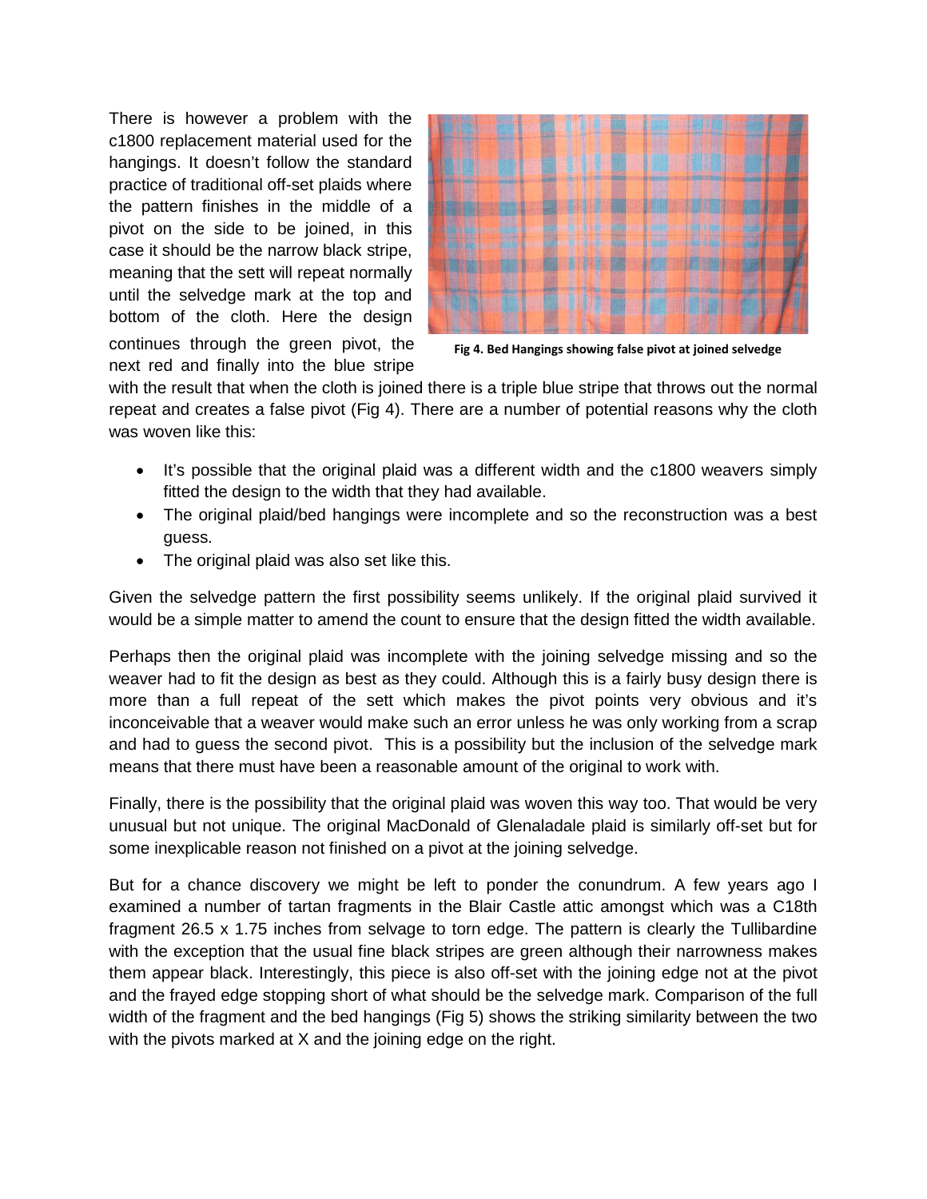There is however a problem with the c1800 replacement material used for the hangings. It doesn't follow the standard practice of traditional off-set plaids where the pattern finishes in the middle of a pivot on the side to be joined, in this case it should be the narrow black stripe, meaning that the sett will repeat normally until the selvedge mark at the top and bottom of the cloth. Here the design continues through the green pivot, the next red and finally into the blue stripe with the result that when the cloth is joined there is a triple blue stripe that throws out the normal repeat and creates a false pivot (Fig 4). There are a number of potential reasons why the cloth was woven like this:

**Fig 4. Bed Hangings showing false pivot at joined selvedge**

- It's possible that the original plaid was a different width and the c1800 weavers simply fitted the design to the width that they had available.
- The original plaid/bed hangings were incomplete and so the reconstruction was a best guess.
- The original plaid was also set like this.

Given the selvedge pattern the first possibility seems unlikely. If the original plaid survived it would be a simple matter to amend the count to ensure that the design fitted the width available.

Perhaps then the original plaid was incomplete with the joining selvedge missing and so the weaver had to fit the design as best as they could. Although this is a fairly busy design there is more than a full repeat of the sett which makes the pivot points very obvious and it's inconceivable that a weaver would make such an error unless he was only working from a scrap and had to guess the second pivot. This is a possibility but the inclusion of the selvedge mark means that there must have been a reasonable amount of the original to work with.

Finally, there is the possibility that the original plaid was woven this way too. That would be very unusual but not unique. The original MacDonald of Glenaladale plaid is similarly off-set but for some inexplicable reason not finished on a pivot at the joining selvedge.

But for a chance discovery we might be left to ponder the conundrum. A few years ago I examined a number of tartan fragments in the Blair Castle attic amongst which was a C18th fragment 26.5 x 1.75 inches from selvage to torn edge. The pattern is clearly the Tullibardine with the exception that the usual fine black stripes are green although their narrowness makes them appear black. Interestingly, this piece is also off-set with the joining edge not at the pivot and the frayed edge stopping short of what should be the selvedge mark. Comparison of the full width of the fragment and the bed hangings (Fig 5) shows the striking similarity between the two with the pivots marked at X and the joining edge on the right.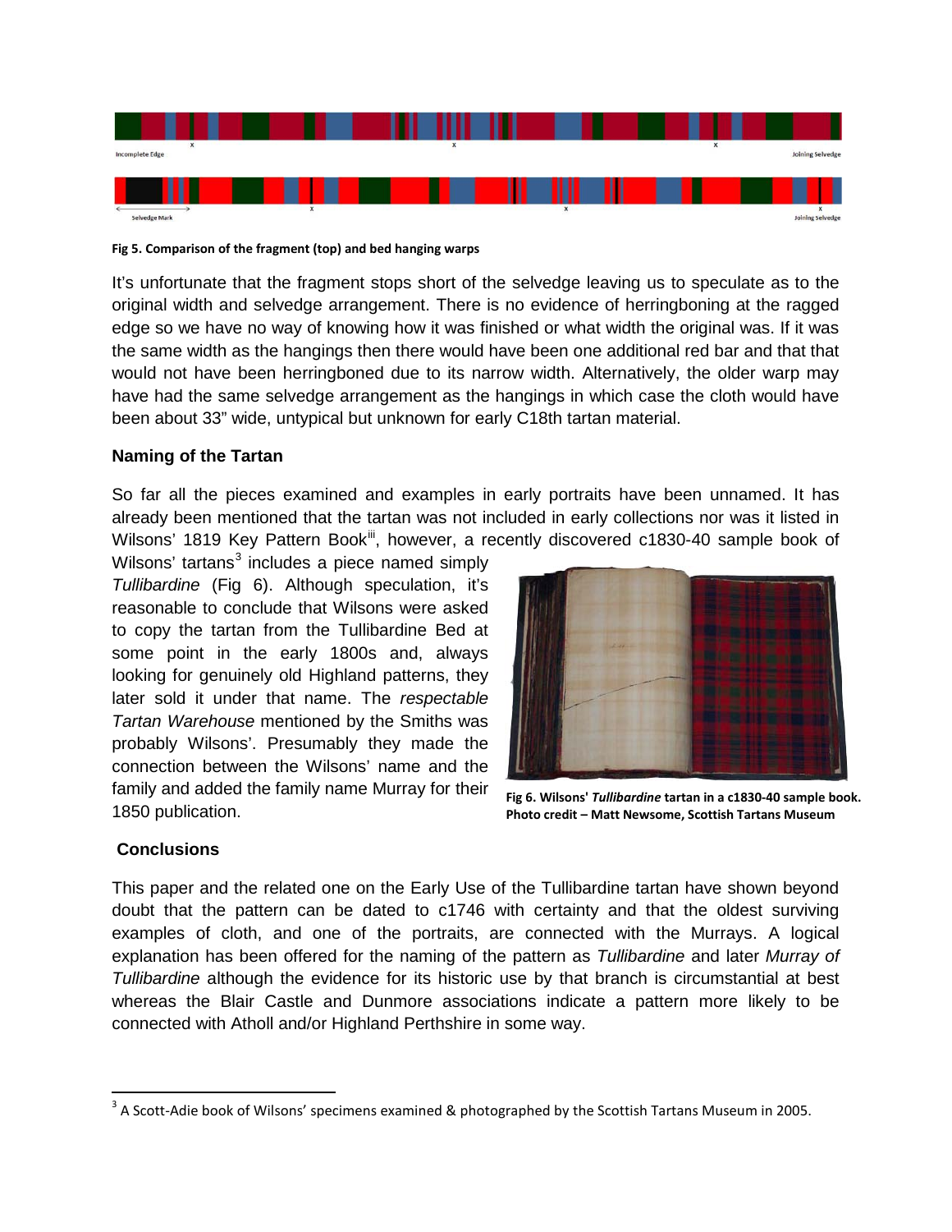Incomplete Edge x x x Joining Selvedge

Selvedge Mark x x x Joining Selvedge

**Fig 5. Comparison of the fragment (top) and bed hanging warps**

It's unfortunate that the fragment stops short of the selvedge leaving us to speculate as to the original width and selvedge arrangement. There is no evidence of herringboning at the ragged edge so we have no way of knowing how it was finished or what width the original was. If it was the same width as the hangings then there would have been one additional red bar and that that would not have been herringboned due to its narrow width. Alternatively, the older warp may have had the same selvedge arrangement as the hangings in which case the cloth would have been about 33" wide, untypical but unknown for early C18th tartan material.

### Naming of the Tartan

So far all the pieces examined and examples in early portraits have been unnamed. It has already been mentioned that the tartan was not included in early collections nor was it listed in Wilsons' 1819 Key Pattern Book[iii], however, a recently discovered c1830-40 sample book of Wilsons' tartans[3] includes a piece named simply *Tullibardine* (Fig 6). Although speculation, it's reasonable to conclude that Wilsons were asked to copy the tartan from the Tullibardine Bed at some point in the early 1800s and, always looking for genuinely old Highland patterns, they later sold it under that name. The *respectable Tartan Warehouse* mentioned by the Smiths was probably Wilsons'. Presumably they made the connection between the Wilsons' name and the family and added the family name Murray for their 1850 publication.

**Fig 6. Wilsons' *Tullibardine* tartan in a c1830-40 sample book. Photo credit – Matt Newsome, Scottish Tartans Museum**

### Conclusions

This paper and the related one on the Early Use of the Tullibardine tartan have shown beyond doubt that the pattern can be dated to c1746 with certainty and that the oldest surviving examples of cloth, and one of the portraits, are connected with the Murrays. A logical explanation has been offered for the naming of the pattern as *Tullibardine* and later *Murray of Tullibardine* although the evidence for its historic use by that branch is circumstantial at best whereas the Blair Castle and Dunmore associations indicate a pattern more likely to be connected with Atholl and/or Highland Perthshire in some way.

---

[3] A Scott-Adie book of Wilsons' specimens examined & photographed by the Scottish Tartans Museum in 2005.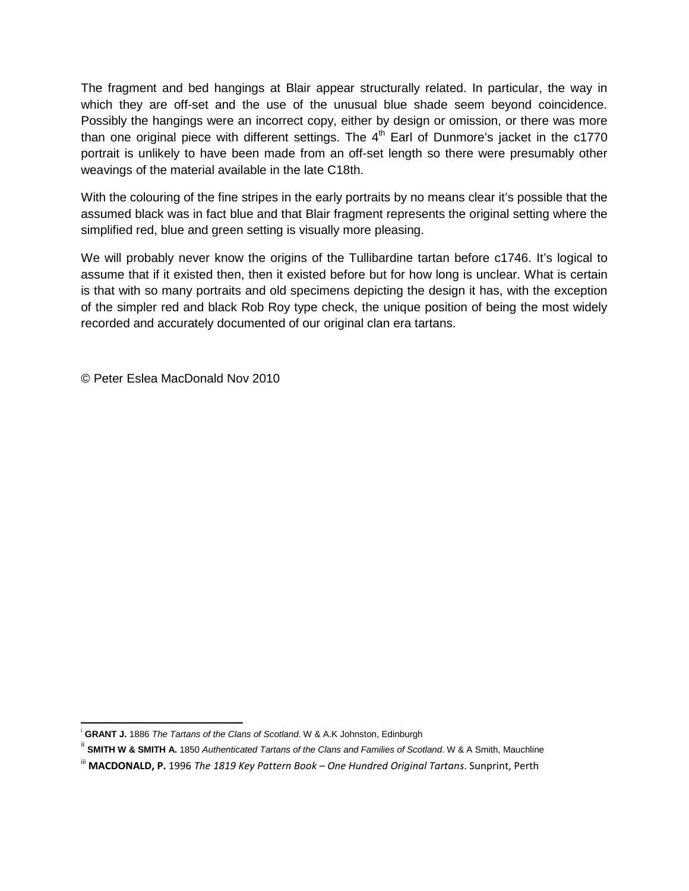The fragment and bed hangings at Blair appear structurally related. In particular, the way in which they are off-set and the use of the unusual blue shade seem beyond coincidence. Possibly the hangings were an incorrect copy, either by design or omission, or there was more than one original piece with different settings. The 4th Earl of Dunmore's jacket in the c1770 portrait is unlikely to have been made from an off-set length so there were presumably other weavings of the material available in the late C18th.

With the colouring of the fine stripes in the early portraits by no means clear it's possible that the assumed black was in fact blue and that Blair fragment represents the original setting where the simplified red, blue and green setting is visually more pleasing.

We will probably never know the origins of the Tullibardine tartan before c1746. It's logical to assume that if it existed then, then it existed before but for how long is unclear. What is certain is that with so many portraits and old specimens depicting the design it has, with the exception of the simpler red and black Rob Roy type check, the unique position of being the most widely recorded and accurately documented of our original clan era tartans.

© Peter Eslea MacDonald Nov 2010

---

[i] **GRANT J.** 1886 *The Tartans of the Clans of Scotland*. W & A.K Johnston, Edinburgh

[ii] **SMITH W & SMITH A.** 1850 *Authenticated Tartans of the Clans and Families of Scotland*. W & A Smith, Mauchline

[iii] **MACDONALD, P.** 1996 *The 1819 Key Pattern Book – One Hundred Original Tartans*. Sunprint, Perth